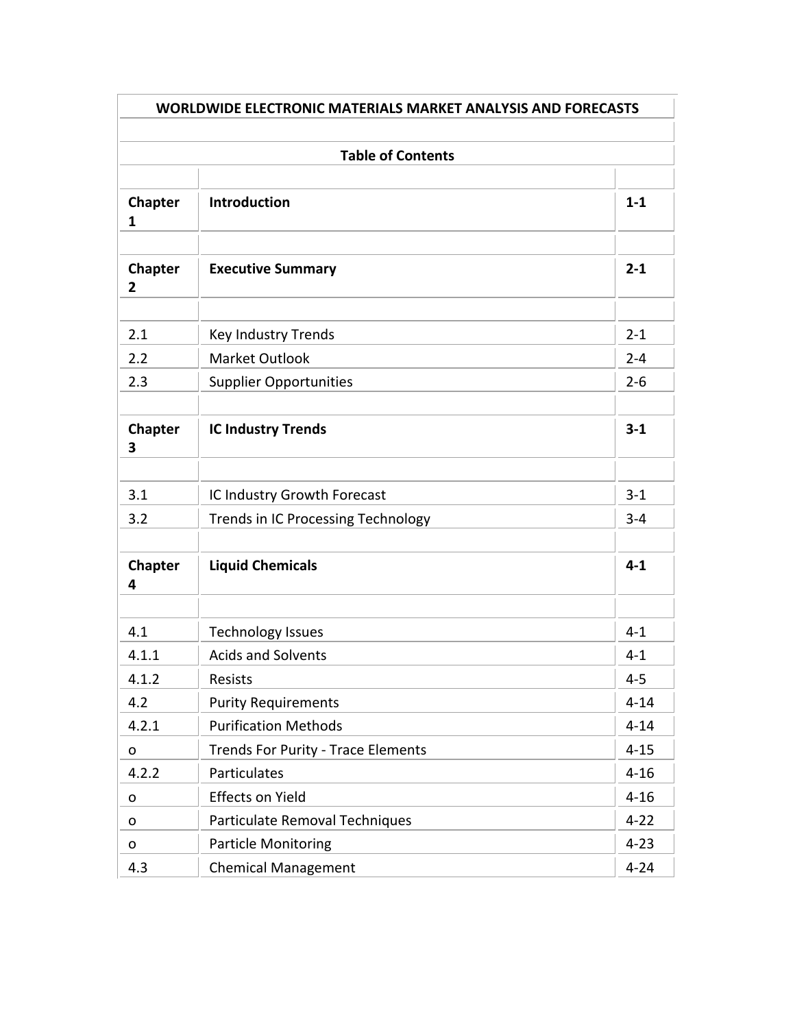# WORLDWIDE ELECTRONIC MATERIALS MARKET ANALYSIS AND FORECASTS

## Table of Contents

| | | |
|---|---|---|
| **Chapter 1** | **Introduction** | **1-1** |
| | | |
| **Chapter 2** | **Executive Summary** | **2-1** |
| | | |
| 2.1 | Key Industry Trends | 2-1 |
| 2.2 | Market Outlook | 2-4 |
| 2.3 | Supplier Opportunities | 2-6 |
| | | |
| **Chapter 3** | **IC Industry Trends** | **3-1** |
| | | |
| 3.1 | IC Industry Growth Forecast | 3-1 |
| 3.2 | Trends in IC Processing Technology | 3-4 |
| | | |
| **Chapter 4** | **Liquid Chemicals** | **4-1** |
| | | |
| 4.1 | Technology Issues | 4-1 |
| 4.1.1 | Acids and Solvents | 4-1 |
| 4.1.2 | Resists | 4-5 |
| 4.2 | Purity Requirements | 4-14 |
| 4.2.1 | Purification Methods | 4-14 |
| o | Trends For Purity - Trace Elements | 4-15 |
| 4.2.2 | Particulates | 4-16 |
| o | Effects on Yield | 4-16 |
| o | Particulate Removal Techniques | 4-22 |
| o | Particle Monitoring | 4-23 |
| 4.3 | Chemical Management | 4-24 |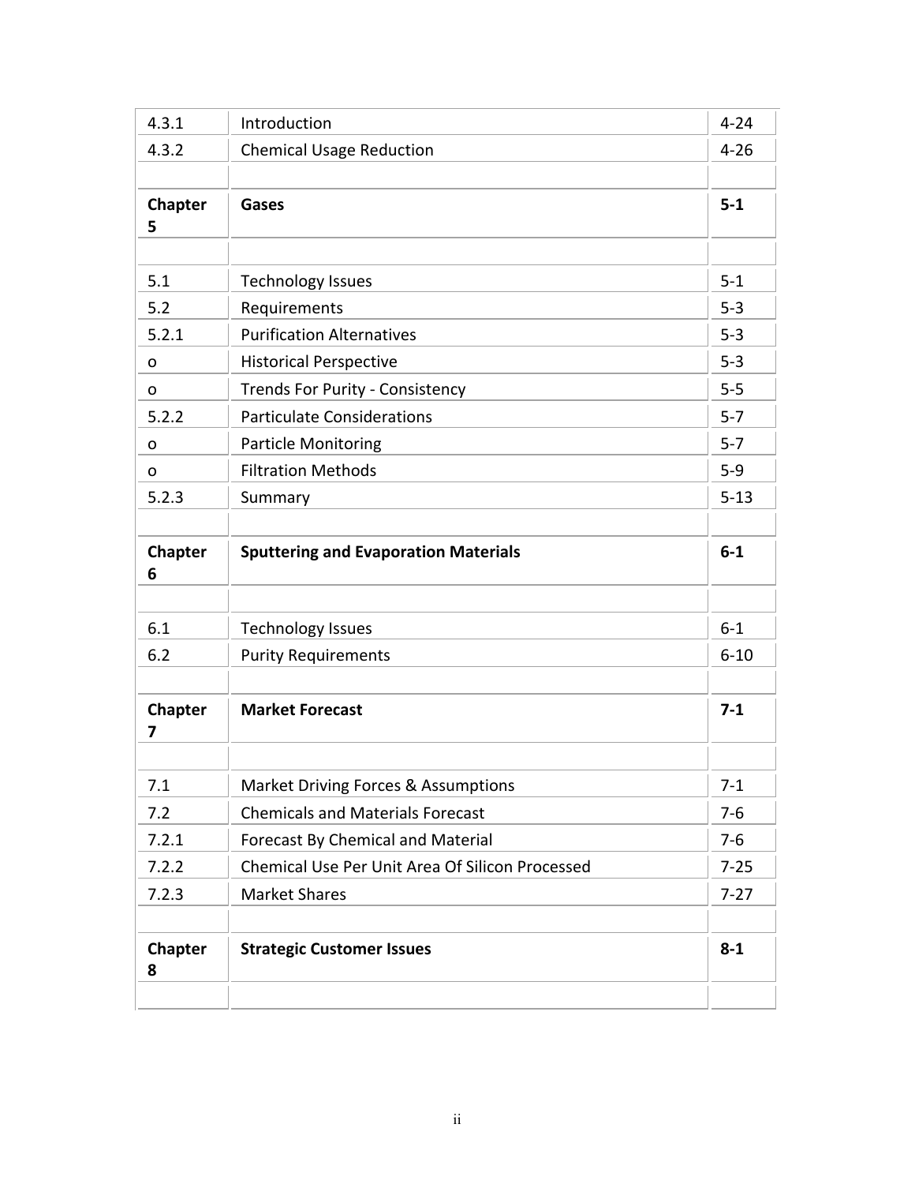| | | |
|---|---|---|
| 4.3.1 | Introduction | 4-24 |
| 4.3.2 | Chemical Usage Reduction | 4-26 |
| | | |
| **Chapter 5** | **Gases** | **5-1** |
| | | |
| 5.1 | Technology Issues | 5-1 |
| 5.2 | Requirements | 5-3 |
| 5.2.1 | Purification Alternatives | 5-3 |
| o | Historical Perspective | 5-3 |
| o | Trends For Purity - Consistency | 5-5 |
| 5.2.2 | Particulate Considerations | 5-7 |
| o | Particle Monitoring | 5-7 |
| o | Filtration Methods | 5-9 |
| 5.2.3 | Summary | 5-13 |
| | | |
| **Chapter 6** | **Sputtering and Evaporation Materials** | **6-1** |
| | | |
| 6.1 | Technology Issues | 6-1 |
| 6.2 | Purity Requirements | 6-10 |
| | | |
| **Chapter 7** | **Market Forecast** | **7-1** |
| | | |
| 7.1 | Market Driving Forces & Assumptions | 7-1 |
| 7.2 | Chemicals and Materials Forecast | 7-6 |
| 7.2.1 | Forecast By Chemical and Material | 7-6 |
| 7.2.2 | Chemical Use Per Unit Area Of Silicon Processed | 7-25 |
| 7.2.3 | Market Shares | 7-27 |
| | | |
| **Chapter 8** | **Strategic Customer Issues** | **8-1** |
| | | |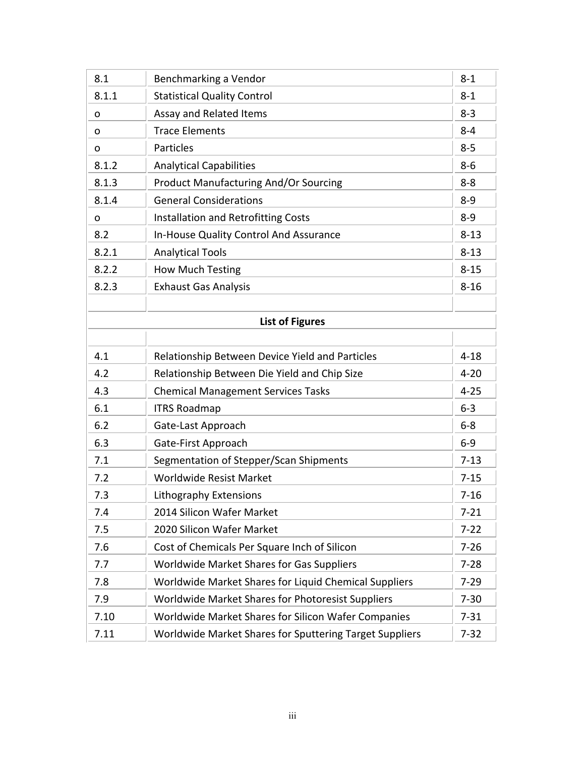| | | |
|---|---|---|
| 8.1 | Benchmarking a Vendor | 8-1 |
| 8.1.1 | Statistical Quality Control | 8-1 |
| o | Assay and Related Items | 8-3 |
| o | Trace Elements | 8-4 |
| o | Particles | 8-5 |
| 8.1.2 | Analytical Capabilities | 8-6 |
| 8.1.3 | Product Manufacturing And/Or Sourcing | 8-8 |
| 8.1.4 | General Considerations | 8-9 |
| o | Installation and Retrofitting Costs | 8-9 |
| 8.2 | In-House Quality Control And Assurance | 8-13 |
| 8.2.1 | Analytical Tools | 8-13 |
| 8.2.2 | How Much Testing | 8-15 |
| 8.2.3 | Exhaust Gas Analysis | 8-16 |

**List of Figures**

| | | |
|---|---|---|
| 4.1 | Relationship Between Device Yield and Particles | 4-18 |
| 4.2 | Relationship Between Die Yield and Chip Size | 4-20 |
| 4.3 | Chemical Management Services Tasks | 4-25 |
| 6.1 | ITRS Roadmap | 6-3 |
| 6.2 | Gate-Last Approach | 6-8 |
| 6.3 | Gate-First Approach | 6-9 |
| 7.1 | Segmentation of Stepper/Scan Shipments | 7-13 |
| 7.2 | Worldwide Resist Market | 7-15 |
| 7.3 | Lithography Extensions | 7-16 |
| 7.4 | 2014 Silicon Wafer Market | 7-21 |
| 7.5 | 2020 Silicon Wafer Market | 7-22 |
| 7.6 | Cost of Chemicals Per Square Inch of Silicon | 7-26 |
| 7.7 | Worldwide Market Shares for Gas Suppliers | 7-28 |
| 7.8 | Worldwide Market Shares for Liquid Chemical Suppliers | 7-29 |
| 7.9 | Worldwide Market Shares for Photoresist Suppliers | 7-30 |
| 7.10 | Worldwide Market Shares for Silicon Wafer Companies | 7-31 |
| 7.11 | Worldwide Market Shares for Sputtering Target Suppliers | 7-32 |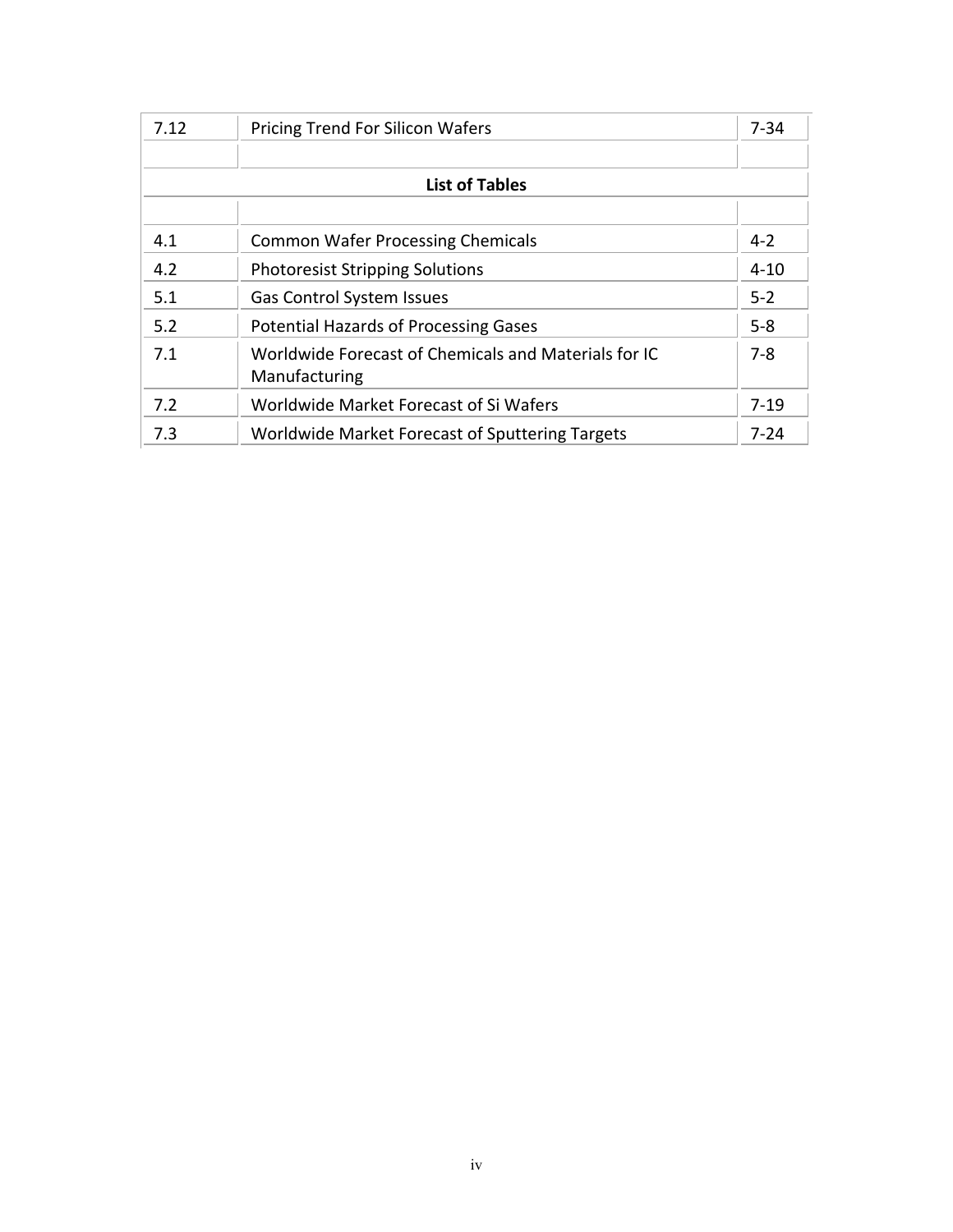| | | |
|---|---|---|
| 7.12 | Pricing Trend For Silicon Wafers | 7-34 |
| | | |
| **List of Tables** | | |
| | | |
| 4.1 | Common Wafer Processing Chemicals | 4-2 |
| 4.2 | Photoresist Stripping Solutions | 4-10 |
| 5.1 | Gas Control System Issues | 5-2 |
| 5.2 | Potential Hazards of Processing Gases | 5-8 |
| 7.1 | Worldwide Forecast of Chemicals and Materials for IC Manufacturing | 7-8 |
| 7.2 | Worldwide Market Forecast of Si Wafers | 7-19 |
| 7.3 | Worldwide Market Forecast of Sputtering Targets | 7-24 |